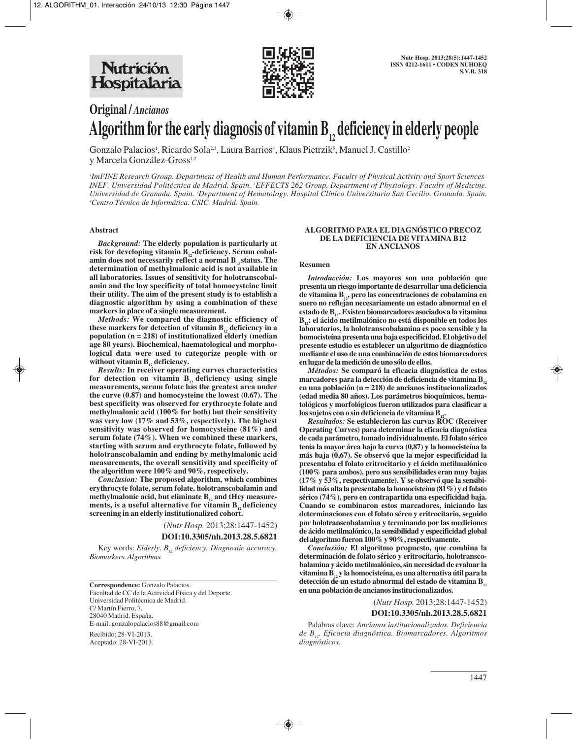**Original / *Ancianos***

# Algorithm for the early diagnosis of vitamin $B_{12}$ deficiency in elderly people

Gonzalo Palacios[1], Ricardo Sola[2,3], Laura Barrios[4], Klaus Pietrzik[5], Manuel J. Castillo[2] y Marcela González-Gross[1,2]

*[1]ImFINE Research Group. Department of Health and Human Performance. Faculty of Physical Activity and Sport Sciences-INEF. Universidad Politécnica de Madrid. Spain. [2]EFFECTS 262 Group. Department of Physiology. Faculty of Medicine. Universidad de Granada. Spain. [3]Department of Hematology. Hospital Clínico Universitario San Cecilio. Granada. Spain. [4]Centro Técnico de Informática. CSIC. Madrid. Spain.*

## Abstract

***Background:*** **The elderly population is particularly at risk for developing vitamin $B_{12}$-deficiency. Serum cobalamin does not necessarily reflect a normal $B_{12}$ status. The determination of methylmalonic acid is not available in all laboratories. Issues of sensitivity for holotranscobalamin and the low specificity of total homocysteine limit their utility. The aim of the present study is to establish a diagnostic algorithm by using a combination of these markers in place of a single measurement.**

***Methods:*** **We compared the diagnostic efficiency of these markers for detection of vitamin $B_{12}$ deficiency in a population (n = 218) of institutionalized elderly (median age 80 years). Biochemical, haematological and morphological data were used to categorize people with or without vitamin $B_{12}$ deficiency.**

***Results:*** **In receiver operating curves characteristics for detection on vitamin $B_{12}$ deficiency using single measurements, serum folate has the greatest area under the curve (0.87) and homocysteine the lowest (0.67). The best specificity was observed for erythrocyte folate and methylmalonic acid (100% for both) but their sensitivity was very low (17% and 53%, respectively). The highest sensitivity was observed for homocysteine (81%) and serum folate (74%). When we combined these markers, starting with serum and erythrocyte folate, followed by holotranscobalamin and ending by methylmalonic acid measurements, the overall sensitivity and specificity of the algorithm were 100% and 90%, respectively.**

***Conclusion:*** **The proposed algorithm, which combines erythrocyte folate, serum folate, holotranscobalamin and methylmalonic acid, but eliminate $B_{12}$ and tHcy measurements, is a useful alternative for vitamin $B_{12}$ deficiency screening in an elderly institutionalized cohort.**

(*Nutr Hosp.* 2013;28:1447-1452)

**DOI:10.3305/nh.2013.28.5.6821**

Key words: *Elderly. $B_{12}$ deficiency. Diagnostic accuracy. Biomarkers. Algorithms.*

## ALGORITMO PARA EL DIAGNÓSTICO PRECOZ DE LA DEFICIENCIA DE VITAMINA B12 EN ANCIANOS

### Resumen

***Introducción:*** **Los mayores son una población que presenta un riesgo importante de desarrollar una deficiencia de vitamina $B_{12}$, pero las concentraciones de cobalamina en suero no reflejan necesariamente un estado abnormal en el estado de $B_{12}$. Existen biomarcadores asociados a la vitamina $B_{12}$: el ácido metilmalónico no está disponible en todos los laboratorios, la holotranscobalamina es poco sensible y la homocisteína presenta una baja especificidad. El objetivo del presente estudio es establecer un algoritmo de diagnóstico mediante el uso de una combinación de estos biomarcadores en lugar de la medición de uno sólo de ellos.**

***Métodos:*** **Se comparó la eficacia diagnóstica de estos marcadores para la detección de deficiencia de vitamina $B_{12}$ en una población (n = 218) de ancianos institucionalizados (edad media 80 años). Los parámetros bioquímicos, hematológicos y morfológicos fueron utilizados para clasificar a los sujetos con o sin deficiencia de vitamina $B_{12}$.**

***Resultados:*** **Se establecieron las curvas ROC (Receiver Operating Curves) para determinar la eficacia diagnóstica de cada parámetro, tomado individualmente. El folato sérico tenía la mayor área bajo la curva (0,87) y la homocisteína la más baja (0,67). Se observó que la mejor especificidad la presentaba el folato eritrocitario y el ácido metilmalónico (100% para ambos), pero sus sensibilidades eran muy bajas (17% y 53%, respectivamente). Y se observó que la sensibilidad más alta la presentaba la homocisteína (81%) y el folato sérico (74%), pero en contrapartida una especificidad baja. Cuando se combinaron estos marcadores, iniciando las determinaciones con el folato sérco y eritrocitario, seguido por holotranscobalamina y terminando por las mediciones de ácido metilmalónico, la sensibilidad y especificidad global del algoritmo fueron 100% y 90%, respectivamente.**

***Conclusión:*** **El algoritmo propuesto, que combina la determinación de folato sérico y eritrocitario, holotranscobalamina y ácido metilmalónico, sin necesidad de evaluar la vitamina $B_{12}$ y la homocisteína, es una alternativa útil para la detección de un estado abnormal del estado de vitamina $B_{12}$ en una población de ancianos institucionalizados.**

(*Nutr Hosp.* 2013;28:1447-1452)

**DOI:10.3305/nh.2013.28.5.6821**

Palabras clave: *Ancianos institucionalizados. Deficiencia de $B_{12}$. Eficacia diagnóstica. Biomarcadores. Algoritmos diagnósticos.*

---

**Correspondence:** Gonzalo Palacios.
Facultad de CC de la Actividad Física y del Deporte.
Universidad Politécnica de Madrid.
C/ Martín Fierro, 7.
28040 Madrid. España.
E-mail: gonzalopalacios88@gmail.com

Recibido: 28-VI-2013.
Aceptado: 28-VI-2013.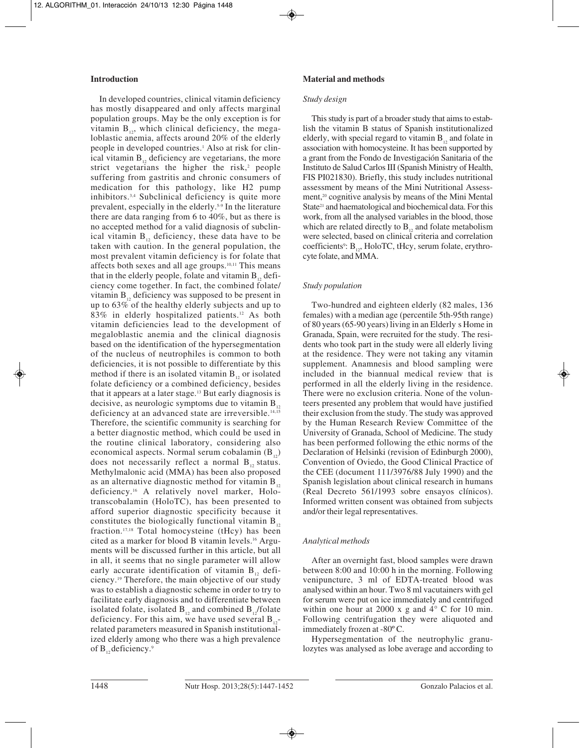## Introduction

In developed countries, clinical vitamin deficiency has mostly disappeared and only affects marginal population groups. May be the only exception is for vitamin $B_{12}$, which clinical deficiency, the megaloblastic anemia, affects around 20% of the elderly people in developed countries.[1] Also at risk for clinical vitamin $B_{12}$ deficiency are vegetarians, the more strict vegetarians the higher the risk,[2] people suffering from gastritis and chronic consumers of medication for this pathology, like H2 pump inhibitors.[3,4] Subclinical deficiency is quite more prevalent, especially in the elderly.[5-9] In the literature there are data ranging from 6 to 40%, but as there is no accepted method for a valid diagnosis of subclinical vitamin $B_{12}$ deficiency, these data have to be taken with caution. In the general population, the most prevalent vitamin deficiency is for folate that affects both sexes and all age groups.[10,11] This means that in the elderly people, folate and vitamin $B_{12}$ deficiency come together. In fact, the combined folate/vitamin $B_{12}$ deficiency was supposed to be present in up to 63% of the healthy elderly subjects and up to 83% in elderly hospitalized patients.[12] As both vitamin deficiencies lead to the development of megaloblastic anemia and the clinical diagnosis based on the identification of the hypersegmentation of the nucleus of neutrophiles is common to both deficiencies, it is not possible to differentiate by this method if there is an isolated vitamin $B_{12}$ or isolated folate deficiency or a combined deficiency, besides that it appears at a later stage.[13] But early diagnosis is decisive, as neurologic symptoms due to vitamin $B_{12}$ deficiency at an advanced state are irreversible.[14,15] Therefore, the scientific community is searching for a better diagnostic method, which could be used in the routine clinical laboratory, considering also economical aspects. Normal serum cobalamin ($B_{12}$) does not necessarily reflect a normal $B_{12}$ status. Methylmalonic acid (MMA) has been also proposed as an alternative diagnostic method for vitamin $B_{12}$ deficiency.[16] A relatively novel marker, Holotranscobalamin (HoloTC), has been presented to afford superior diagnostic specificity because it constitutes the biologically functional vitamin $B_{12}$ fraction.[17,18] Total homocysteine (tHcy) has been cited as a marker for blood B vitamin levels.[16] Arguments will be discussed further in this article, but all in all, it seems that no single parameter will allow early accurate identification of vitamin $B_{12}$ deficiency.[19] Therefore, the main objective of our study was to establish a diagnostic scheme in order to try to facilitate early diagnosis and to differentiate between isolated folate, isolated $B_{12}$ and combined $B_{12}$/folate deficiency. For this aim, we have used several $B_{12}$-related parameters measured in Spanish institutionalized elderly among who there was a high prevalence of $B_{12}$ deficiency.[9]

## Material and methods

### *Study design*

This study is part of a broader study that aims to establish the vitamin B status of Spanish institutionalized elderly, with special regard to vitamin $B_{12}$ and folate in association with homocysteine. It has been supported by a grant from the Fondo de Investigación Sanitaria of the Instituto de Salud Carlos III (Spanish Ministry of Health, FIS PI021830). Briefly, this study includes nutritional assessment by means of the Mini Nutritional Assessment,[20] cognitive analysis by means of the Mini Mental State[21] and haematological and biochemical data. For this work, from all the analysed variables in the blood, those which are related directly to $B_{12}$ and folate metabolism were selected, based on clinical criteria and correlation coefficients[9]: $B_{12}$, HoloTC, tHcy, serum folate, erythrocyte folate, and MMA.

### *Study population*

Two-hundred and eighteen elderly (82 males, 136 females) with a median age (percentile 5th-95th range) of 80 years (65-90 years) living in an Elderly s Home in Granada, Spain, were recruited for the study. The residents who took part in the study were all elderly living at the residence. They were not taking any vitamin supplement. Anamnesis and blood sampling were included in the biannual medical review that is performed in all the elderly living in the residence. There were no exclusion criteria. None of the volunteers presented any problem that would have justified their exclusion from the study. The study was approved by the Human Research Review Committee of the University of Granada, School of Medicine. The study has been performed following the ethic norms of the Declaration of Helsinki (revision of Edinburgh 2000), Convention of Oviedo, the Good Clinical Practice of the CEE (document 111/3976/88 July 1990) and the Spanish legislation about clinical research in humans (Real Decreto 561/1993 sobre ensayos clínicos). Informed written consent was obtained from subjects and/or their legal representatives.

### *Analytical methods*

After an overnight fast, blood samples were drawn between 8:00 and 10:00 h in the morning. Following venipuncture, 3 ml of EDTA-treated blood was analysed within an hour. Two 8 ml vacutainers with gel for serum were put on ice immediately and centrifuged within one hour at 2000 x g and 4° C for 10 min. Following centrifugation they were aliquoted and immediately frozen at -80º C.

Hypersegmentation of the neutrophylic granulozytes was analysed as lobe average and according to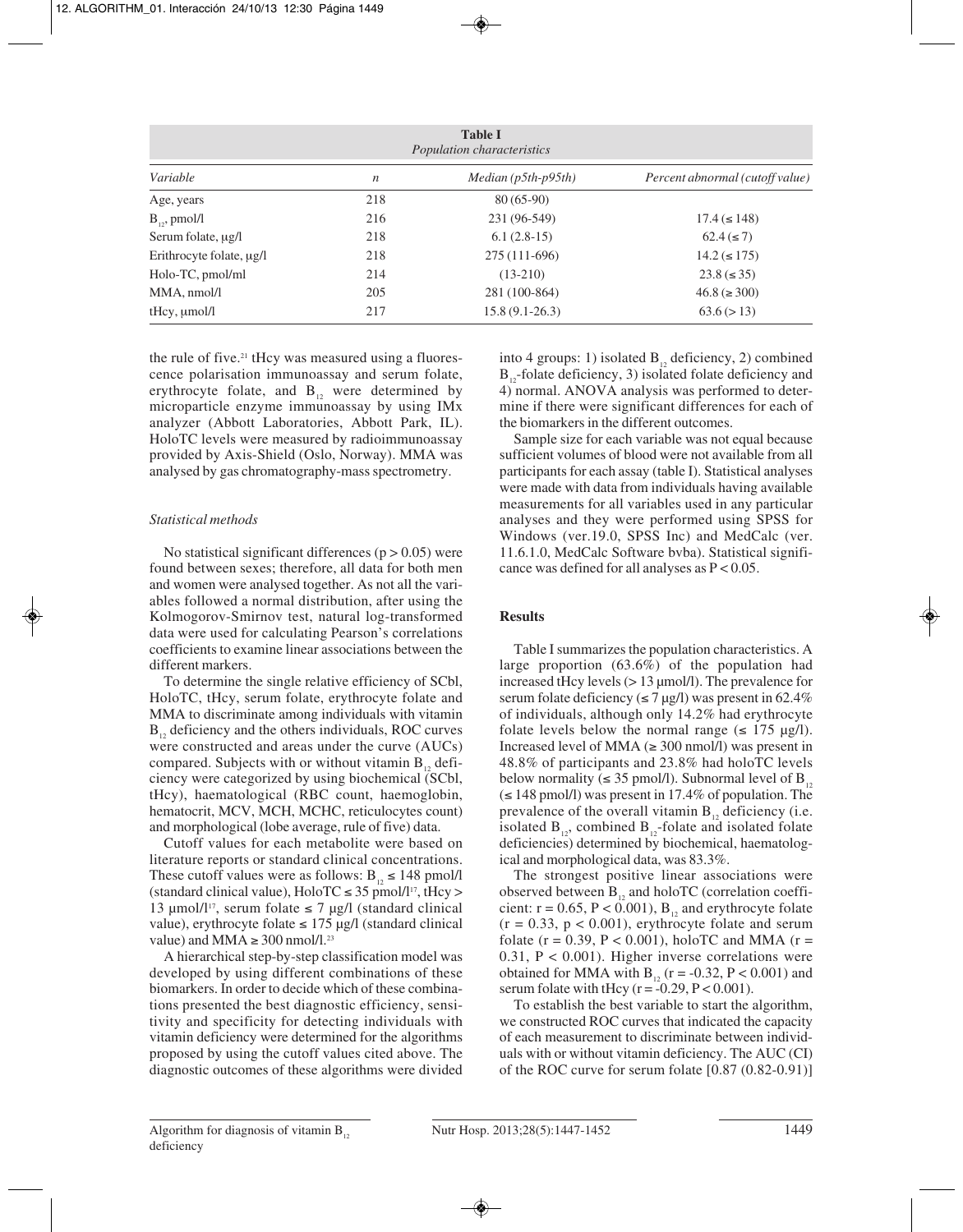**Table I**
*Population characteristics*

| *Variable* | *n* | *Median (p5th-p95th)* | *Percent abnormal (cutoff value)* |
|---|---|---|---|
| Age, years | 218 | 80 (65-90) | |
| $B_{12}$, pmol/l | 216 | 231 (96-549) | 17.4 (≤ 148) |
| Serum folate, µg/l | 218 | 6.1 (2.8-15) | 62.4 (≤ 7) |
| Erithrocyte folate, µg/l | 218 | 275 (111-696) | 14.2 (≤ 175) |
| Holo-TC, pmol/ml | 214 | (13-210) | 23.8 (≤ 35) |
| MMA, nmol/l | 205 | 281 (100-864) | 46.8 (≥ 300) |
| tHcy, µmol/l | 217 | 15.8 (9.1-26.3) | 63.6 (> 13) |

the rule of five.[21] tHcy was measured using a fluorescence polarisation immunoassay and serum folate, erythrocyte folate, and $B_{12}$ were determined by microparticle enzyme immunoassay by using IMx analyzer (Abbott Laboratories, Abbott Park, IL). HoloTC levels were measured by radioimmunoassay provided by Axis-Shield (Oslo, Norway). MMA was analysed by gas chromatography-mass spectrometry.

### *Statistical methods*

No statistical significant differences ($p > 0.05$) were found between sexes; therefore, all data for both men and women were analysed together. As not all the variables followed a normal distribution, after using the Kolmogorov-Smirnov test, natural log-transformed data were used for calculating Pearson's correlations coefficients to examine linear associations between the different markers.

To determine the single relative efficiency of SCbl, HoloTC, tHcy, serum folate, erythrocyte folate and MMA to discriminate among individuals with vitamin $B_{12}$ deficiency and the others individuals, ROC curves were constructed and areas under the curve (AUCs) compared. Subjects with or without vitamin $B_{12}$ deficiency were categorized by using biochemical (SCbl, tHcy), haematological (RBC count, haemoglobin, hematocrit, MCV, MCH, MCHC, reticulocytes count) and morphological (lobe average, rule of five) data.

Cutoff values for each metabolite were based on literature reports or standard clinical concentrations. These cutoff values were as follows: $B_{12}$ ≤ 148 pmol/l (standard clinical value), HoloTC ≤ 35 pmol/l[17], tHcy > 13 µmol/l[17], serum folate ≤ 7 µg/l (standard clinical value), erythrocyte folate ≤ 175 µg/l (standard clinical value) and MMA ≥ 300 nmol/l.[23]

A hierarchical step-by-step classification model was developed by using different combinations of these biomarkers. In order to decide which of these combinations presented the best diagnostic efficiency, sensitivity and specificity for detecting individuals with vitamin deficiency were determined for the algorithms proposed by using the cutoff values cited above. The diagnostic outcomes of these algorithms were divided into 4 groups: 1) isolated $B_{12}$ deficiency, 2) combined $B_{12}$-folate deficiency, 3) isolated folate deficiency and 4) normal. ANOVA analysis was performed to determine if there were significant differences for each of the biomarkers in the different outcomes.

Sample size for each variable was not equal because sufficient volumes of blood were not available from all participants for each assay (table I). Statistical analyses were made with data from individuals having available measurements for all variables used in any particular analyses and they were performed using SPSS for Windows (ver.19.0, SPSS Inc) and MedCalc (ver. 11.6.1.0, MedCalc Software bvba). Statistical significance was defined for all analyses as $P < 0.05$.

## Results

Table I summarizes the population characteristics. A large proportion (63.6%) of the population had increased tHcy levels (> 13 µmol/l). The prevalence for serum folate deficiency (≤ 7 µg/l) was present in 62.4% of individuals, although only 14.2% had erythrocyte folate levels below the normal range (≤ 175 µg/l). Increased level of MMA (≥ 300 nmol/l) was present in 48.8% of participants and 23.8% had holoTC levels below normality (≤ 35 pmol/l). Subnormal level of $B_{12}$ (≤ 148 pmol/l) was present in 17.4% of population. The prevalence of the overall vitamin $B_{12}$ deficiency (i.e. isolated $B_{12}$, combined $B_{12}$-folate and isolated folate deficiencies) determined by biochemical, haematological and morphological data, was 83.3%.

The strongest positive linear associations were observed between $B_{12}$ and holoTC (correlation coefficient: $r = 0.65$, $P < 0.001$), $B_{12}$ and erythrocyte folate ($r = 0.33$, $p < 0.001$), erythrocyte folate and serum folate ($r = 0.39$, $P < 0.001$), holoTC and MMA ($r = 0.31$, $P < 0.001$). Higher inverse correlations were obtained for MMA with $B_{12}$ ($r = -0.32$, $P < 0.001$) and serum folate with tHcy ($r = -0.29$, $P < 0.001$).

To establish the best variable to start the algorithm, we constructed ROC curves that indicated the capacity of each measurement to discriminate between individuals with or without vitamin deficiency. The AUC (CI) of the ROC curve for serum folate [0.87 (0.82-0.91)]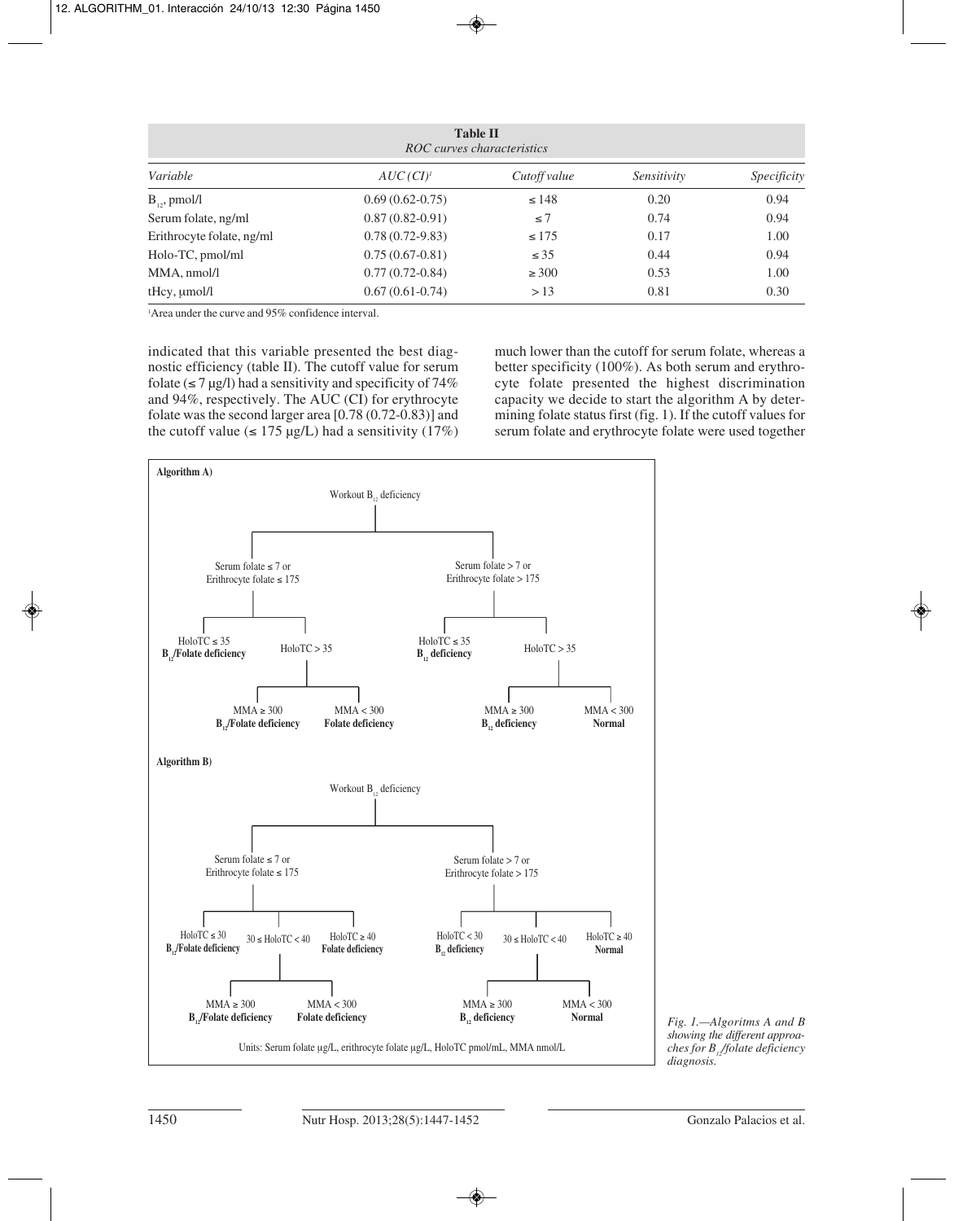**Table II**
*ROC curves characteristics*

| *Variable* | *AUC (CI)*[1] | *Cutoff value* | *Sensitivity* | *Specificity* |
|---|---|---|---|---|
| $B_{12}$, pmol/l | 0.69 (0.62-0.75) | ≤ 148 | 0.20 | 0.94 |
| Serum folate, ng/ml | 0.87 (0.82-0.91) | ≤ 7 | 0.74 | 0.94 |
| Erithrocyte folate, ng/ml | 0.78 (0.72-9.83) | ≤ 175 | 0.17 | 1.00 |
| Holo-TC, pmol/ml | 0.75 (0.67-0.81) | ≤ 35 | 0.44 | 0.94 |
| MMA, nmol/l | 0.77 (0.72-0.84) | ≥ 300 | 0.53 | 1.00 |
| tHcy, μmol/l | 0.67 (0.61-0.74) | > 13 | 0.81 | 0.30 |

[1]Area under the curve and 95% confidence interval.

indicated that this variable presented the best diagnostic efficiency (table II). The cutoff value for serum folate (≤ 7 μg/l) had a sensitivity and specificity of 74% and 94%, respectively. The AUC (CI) for erythrocyte folate was the second larger area [0.78 (0.72-0.83)] and the cutoff value (≤ 175 μg/L) had a sensitivity (17%) much lower than the cutoff for serum folate, whereas a better specificity (100%). As both serum and erythrocyte folate presented the highest discrimination capacity we decide to start the algorithm A by determining folate status first (fig. 1). If the cutoff values for serum folate and erythrocyte folate were used together

**Algorithm A)**

Workout $B_{12}$ deficiency

- Serum folate ≤ 7 or Erithrocyte folate ≤ 175
  - HoloTC ≤ 35 — **$B_{12}$/Folate deficiency**
  - HoloTC > 35
    - MMA ≥ 300 — **$B_{12}$/Folate deficiency**
    - MMA < 300 — **Folate deficiency**
- Serum folate > 7 or Erithrocyte folate > 175
  - HoloTC ≤ 35 — **$B_{12}$ deficiency**
  - HoloTC > 35
    - MMA ≥ 300 — **$B_{12}$ deficiency**
    - MMA < 300 — **Normal**

**Algorithm B)**

Workout $B_{12}$ deficiency

- Serum folate ≤ 7 or Erithrocyte folate ≤ 175
  - HoloTC ≤ 30 — **$B_{12}$/Folate deficiency**
  - 30 ≤ HoloTC < 40
    - MMA ≥ 300 — **$B_{12}$/Folate deficiency**
    - MMA < 300 — **Folate deficiency**
  - HoloTC ≥ 40 — **Folate deficiency**
- Serum folate > 7 or Erithrocyte folate > 175
  - HoloTC < 30 — **$B_{12}$ deficiency**
  - 30 ≤ HoloTC < 40
    - MMA ≥ 300 — **$B_{12}$ deficiency**
    - MMA < 300 — **Normal**
  - HoloTC ≥ 40 — **Normal**

Units: Serum folate μg/L, erithrocyte folate μg/L, HoloTC pmol/mL, MMA nmol/L

*Fig. 1.—Algoritms A and B showing the different approaches for $B_{12}$/folate deficiency diagnosis.*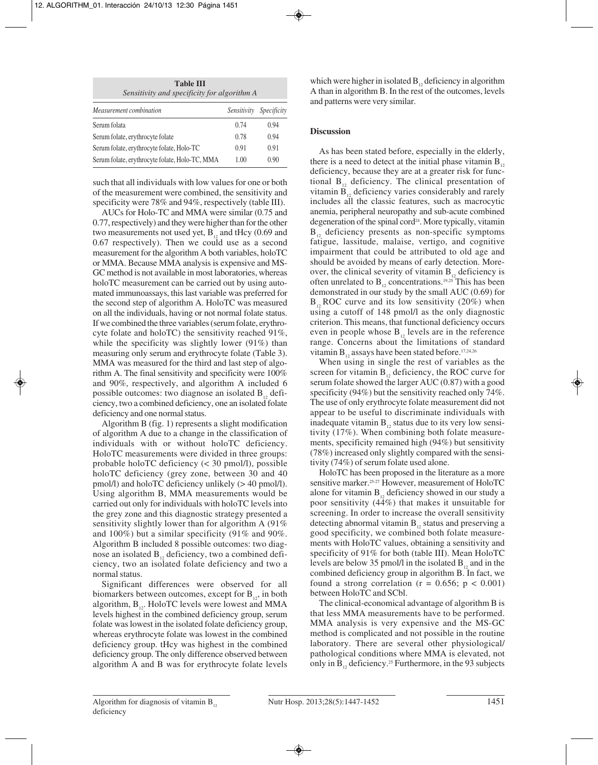**Table III**
*Sensitivity and specificity for algorithm A*

| *Measurement combination* | *Sensitivity* | *Specificity* |
|---|---|---|
| Serum folata | 0.74 | 0.94 |
| Serum folate, erythrocyte folate | 0.78 | 0.94 |
| Serum folate, erythrocyte folate, Holo-TC | 0.91 | 0.91 |
| Serum folate, erythrocyte folate, Holo-TC, MMA | 1.00 | 0.90 |

such that all individuals with low values for one or both of the measurement were combined, the sensitivity and specificity were 78% and 94%, respectively (table III).

AUCs for Holo-TC and MMA were similar (0.75 and 0.77, respectively) and they were higher than for the other two measurements not used yet, $B_{12}$ and tHcy (0.69 and 0.67 respectively). Then we could use as a second measurement for the algorithm A both variables, holoTC or MMA. Because MMA analysis is expensive and MS-GC method is not available in most laboratories, whereas holoTC measurement can be carried out by using automated immunoassays, this last variable was preferred for the second step of algorithm A. HoloTC was measured on all the individuals, having or not normal folate status. If we combined the three variables (serum folate, erythrocyte folate and holoTC) the sensitivity reached 91%, while the specificity was slightly lower (91%) than measuring only serum and erythrocyte folate (Table 3). MMA was measured for the third and last step of algorithm A. The final sensitivity and specificity were 100% and 90%, respectively, and algorithm A included 6 possible outcomes: two diagnose an isolated $B_{12}$ deficiency, two a combined deficiency, one an isolated folate deficiency and one normal status.

Algorithm B (fig. 1) represents a slight modification of algorithm A due to a change in the classification of individuals with or without holoTC deficiency. HoloTC measurements were divided in three groups: probable holoTC deficiency (< 30 pmol/l), possible holoTC deficiency (grey zone, between 30 and 40 pmol/l) and holoTC deficiency unlikely (> 40 pmol/l). Using algorithm B, MMA measurements would be carried out only for individuals with holoTC levels into the grey zone and this diagnostic strategy presented a sensitivity slightly lower than for algorithm A (91% and 100%) but a similar specificity (91% and 90%. Algorithm B included 8 possible outcomes: two diagnose an isolated $B_{12}$ deficiency, two a combined deficiency, two an isolated folate deficiency and two a normal status.

Significant differences were observed for all biomarkers between outcomes, except for $B_{12}$, in both algorithm, $B_{12}$. HoloTC levels were lowest and MMA levels highest in the combined deficiency group, serum folate was lowest in the isolated folate deficiency group, whereas erythrocyte folate was lowest in the combined deficiency group. tHcy was highest in the combined deficiency group. The only difference observed between algorithm A and B was for erythrocyte folate levels which were higher in isolated $B_{12}$ deficiency in algorithm A than in algorithm B. In the rest of the outcomes, levels and patterns were very similar.

## Discussion

As has been stated before, especially in the elderly, there is a need to detect at the initial phase vitamin $B_{12}$ deficiency, because they are at a greater risk for functional $B_{12}$ deficiency. The clinical presentation of vitamin $B_{12}$ deficiency varies considerably and rarely includes all the classic features, such as macrocytic anemia, peripheral neuropathy and sub-acute combined degeneration of the spinal cord[24]. More typically, vitamin $B_{12}$ deficiency presents as non-specific symptoms fatigue, lassitude, malaise, vertigo, and cognitive impairment that could be attributed to old age and should be avoided by means of early detection. Moreover, the clinical severity of vitamin $B_{12}$ deficiency is often unrelated to $B_{12}$ concentrations.[19,25] This has been demonstrated in our study by the small AUC (0.69) for $B_{12}$ ROC curve and its low sensitivity (20%) when using a cutoff of 148 pmol/l as the only diagnostic criterion. This means, that functional deficiency occurs even in people whose $B_{12}$ levels are in the reference range. Concerns about the limitations of standard vitamin $B_{12}$ assays have been stated before.[17,24,26]

When using in single the rest of variables as the screen for vitamin $B_{12}$ deficiency, the ROC curve for serum folate showed the larger AUC (0.87) with a good specificity (94%) but the sensitivity reached only 74%. The use of only erythrocyte folate measurement did not appear to be useful to discriminate individuals with inadequate vitamin $B_{12}$ status due to its very low sensitivity (17%). When combining both folate measurements, specificity remained high (94%) but sensitivity (78%) increased only slightly compared with the sensitivity (74%) of serum folate used alone.

HoloTC has been proposed in the literature as a more sensitive marker.[25-27] However, measurement of HoloTC alone for vitamin $B_{12}$ deficiency showed in our study a poor sensitivity (44%) that makes it unsuitable for screening. In order to increase the overall sensitivity detecting abnormal vitamin $B_{12}$ status and preserving a good specificity, we combined both folate measurements with HoloTC values, obtaining a sensitivity and specificity of 91% for both (table III). Mean HoloTC levels are below 35 pmol/l in the isolated $B_{12}$ and in the combined deficiency group in algorithm B. In fact, we found a strong correlation ($r = 0.656$; $p < 0.001$) between HoloTC and SCbl.

The clinical-economical advantage of algorithm B is that less MMA measurements have to be performed. MMA analysis is very expensive and the MS-GC method is complicated and not possible in the routine laboratory. There are several other physiological/pathological conditions where MMA is elevated, not only in $B_{12}$ deficiency.[25] Furthermore, in the 93 subjects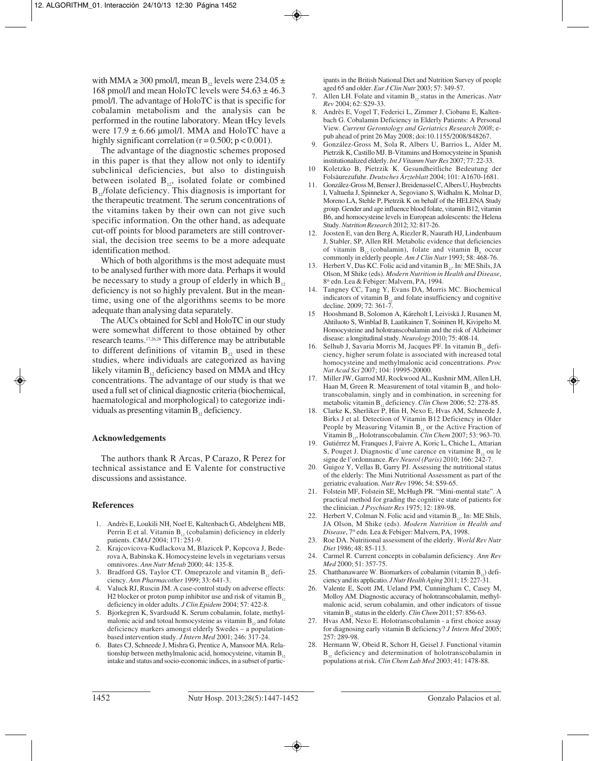with MMA ≥ 300 pmol/l, mean $B_{12}$ levels were 234.05 ± 168 pmol/l and mean HoloTC levels were 54.63 ± 46.3 pmol/l. The advantage of HoloTC is that is specific for cobalamin metabolism and the analysis can be performed in the routine laboratory. Mean tHcy levels were 17.9 ± 6.66 µmol/l. MMA and HoloTC have a highly significant correlation ($r = 0.500$; $p < 0.001$).

The advantage of the diagnostic schemes proposed in this paper is that they allow not only to identify subclinical deficiencies, but also to distinguish between isolated $B_{12}$, isolated folate or combined $B_{12}$/folate deficiency. This diagnosis is important for the therapeutic treatment. The serum concentrations of the vitamins taken by their own can not give such specific information. On the other hand, as adequate cut-off points for blood parameters are still controversial, the decision tree seems to be a more adequate identification method.

Which of both algorithms is the most adequate must to be analysed further with more data. Perhaps it would be necessary to study a group of elderly in which $B_{12}$ deficiency is not so highly prevalent. But in the meantime, using one of the algorithms seems to be more adequate than analysing data separately.

The AUCs obtained for Scbl and HoloTC in our study were somewhat different to those obtained by other research teams.[17,26,28] This difference may be attributable to different definitions of vitamin $B_{12}$ used in these studies, where individuals are categorized as having likely vitamin $B_{12}$ deficiency based on MMA and tHcy concentrations. The advantage of our study is that we used a full set of clinical diagnostic criteria (biochemical, haematological and morphological) to categorize individuals as presenting vitamin $B_{12}$ deficiency.

## Acknowledgements

The authors thank R Arcas, P Carazo, R Perez for technical assistance and E Valente for constructive discussions and assistance.

## References

1. Andrès E, Loukili NH, Noel E, Kaltenbach G, Abdelgheni MB, Perrin E et al. Vitamin $B_{12}$ (cobalamin) deficiency in elderly patients. *CMAJ* 2004; 171: 251-9.
2. Krajcovicova-Kudlackova M, Blazicek P, Kopcova J, Bederova A, Babinska K. Homocysteine levels in vegetarians versus omnivores. *Ann Nutr Metab* 2000; 44: 135-8.
3. Bradford GS, Taylor CT. Omeprazole and vitamin $B_{12}$ deficiency. *Ann Pharmacother* 1999; 33: 641-3.
4. Valuck RJ, Ruscin JM. A case-control study on adverse effects: H2 blocker or proton pump inhibitor use and risk of vitamin $B_{12}$ deficiency in older adults. *J Clin Epidem* 2004; 57: 422-8.
5. Bjorkegren K, Svardsudd K. Serum cobalamin, folate, methylmalonic acid and totoal homocysteine as vitamin $B_{12}$ and folate deficiency markers amongst elderly Swedes – a population-based intervention study. *J Intern Med* 2001; 246: 317-24.
6. Bates CJ, Schneede J, Mishra G, Prentice A, Mansoor MA. Relationship between methylmalonic acid, homocysteine, vitamin $B_{12}$ intake and status and socio-economic indices, in a subset of participants in the British National Diet and Nutrition Survey of people aged 65 and older. *Eur J Clin Nutr* 2003; 57: 349-57.
7. Allen LH. Folate and vitamin $B_{12}$ status in the Americas. *Nutr Rev* 2004; 62: S29-33.
8. Andrès E, Vogel T, Federici L, Zimmer J, Ciobanu E, Kaltenbach G. Cobalamin Deficiency in Elderly Patients: A Personal View. *Current Gerontology and Geriatrics Research 2008*; e-pub ahead of print 26 May 2008; doi:10.1155/2008/848267.
9. González-Gross M, Sola R, Albers U, Barrios L, Alder M, Pietrzik K, Castillo MJ. B-Vitamins and Homocysteine in Spanish institutionalized elderly. *Int J Vitamm Nutr Res* 2007; 77: 22-33.
10. Koletzko B, Pietrzik K. Gesundheitliche Bedeutung der Folsäurezufuhr. *Deutsches Ärzteblatt* 2004; 101: A1670-1681.
11. González-Gross M, Benser J, Breidenassel C, Albers U, Huybrechts I, Valtueña J, Spinneker A, Segoviano S, Widhalm K, Molnar D, Moreno LA, Stehle P, Pietrzik K on behalf of the HELENA Study group. Gender and age influence blood folate, vitamin B12, vitamin B6, and homocysteine levels in European adolescents: the Helena Study. *Nutrition Research* 2012; 32: 817-26.
12. Joosten E, van den Berg A, Riezler R, Naurath HJ, Lindenbaum J, Stabler, SP, Allen RH. Metabolic evidence that deficiencies of vitamin $B_{12}$ (cobalamin), folate and vitamin $B_6$ occur commonly in elderly people. *Am J Clin Nutr* 1993; 58: 468-76.
13. Herbert V, Das KC. Folic acid and vitamin $B_{12}$. In: ME Shils, JA Olson, M Shike (eds). *Modern Nutrition in Health and Disease*, 8th edn. Lea & Febiger: Malvern, PA, 1994.
14. Tangney CC, Tang Y, Evans DA, Morris MC. Biochemical indicators of vitamin $B_{12}$ and folate insufficiency and cognitive decline. 2009; 72: 361-7.
15. Hooshmand B, Solomon A, Kåreholt I, Leiviskä J, Rusanen M, Ahtiluoto S, Winblad B, Laatikainen T, Soininen H, Kivipelto M. Homocysteine and holotranscobalamin and the risk of Alzheimer disease: a longitudinal study. *Neurology* 2010; 75: 408-14.
16. Selhub J, Savaria Morris M, Jacques PF. In vitamin $B_{12}$ deficiency, higher serum folate is associated with increased total homocysteine and methylmalonic acid concentrations. *Proc Nat Acad Sci* 2007; 104: 19995-20000.
17. Miller JW, Garrod MJ, Rockwood AL, Kushnir MM, Allen LH, Haan M, Green R. Measurement of total vitamin $B_{12}$ and holotranscobalamin, singly and in combination, in screening for metabolic vitamin $B_{12}$ deficiency. *Clin Chem* 2006; 52: 278-85.
18. Clarke K, Sherliker P, Hin H, Nexo E, Hvas AM, Schneede J, Birks J et al. Detection of Vitamin B12 Deficiency in Older People by Measuring Vitamin $B_{12}$ or the Active Fraction of Vitamin $B_{12}$, Holotranscobalamin. *Clin Chem* 2007; 53: 963-70.
19. Gutiérrez M, Franques J, Faivre A, Koric L, Chiche L, Attarian S, Pouget J. Diagnostic d'une carence en vitamine $B_{12}$ ou le signe de l'ordonnance. *Rev Neurol (Paris)* 2010; 166: 242-7.
20. Guigoz Y, Vellas B, Garry PJ. Assessing the nutritional status of the elderly: The Mini Nutritional Assessment as part of the geriatric evaluation. *Nutr Rev* 1996; 54: S59-65.
21. Folstein MF, Folstein SE, McHugh PR. "Mini-mental state". A practical method for grading the cognitive state of patients for the clinician. *J Psychiatr Res* 1975; 12: 189-98.
22. Herbert V, Colman N. Folic acid and vitamin $B_{12}$. In: ME Shils, JA Olson, M Shike (eds). *Modern Nutrition in Health and Disease*, 7th edn. Lea & Febiger: Malvern, PA, 1998.
23. Roe DA. Nutritional assessment of the elderly. *World Rev Nutr Diet* 1986; 48: 85-113.
24. Carmel R. Current concepts in cobalamin deficiency. *Ann Rev Med* 2000; 51: 357-75.
25. Chatthanawaree W. Biomarkers of cobalamin (vitamin $B_{12}$) deficiency and its applicatio. *J Nutr Health Aging* 2011; 15: 227-31.
26. Valente E, Scott JM, Ueland PM, Cunningham C, Casey M, Molloy AM. Diagnostic accuracy of holotranscobalamin, methylmalonic acid, serum cobalamin, and other indicators of tissue vitamin $B_{12}$ status in the elderly. *Clin Chem* 2011; 57: 856-63.
27. Hvas AM, Nexo E. Holotranscobalamin - a first choice assay for diagnosing early vitamin B deficiency? *J Intern Med* 2005; 257: 289-98.
28. Hermann W, Obeid R, Schorr H, Geisel J. Functional vitamin $B_{12}$ deficiency and determination of holotranscobalamin in populations at risk. *Clin Chem Lab Med* 2003; 41: 1478-88.